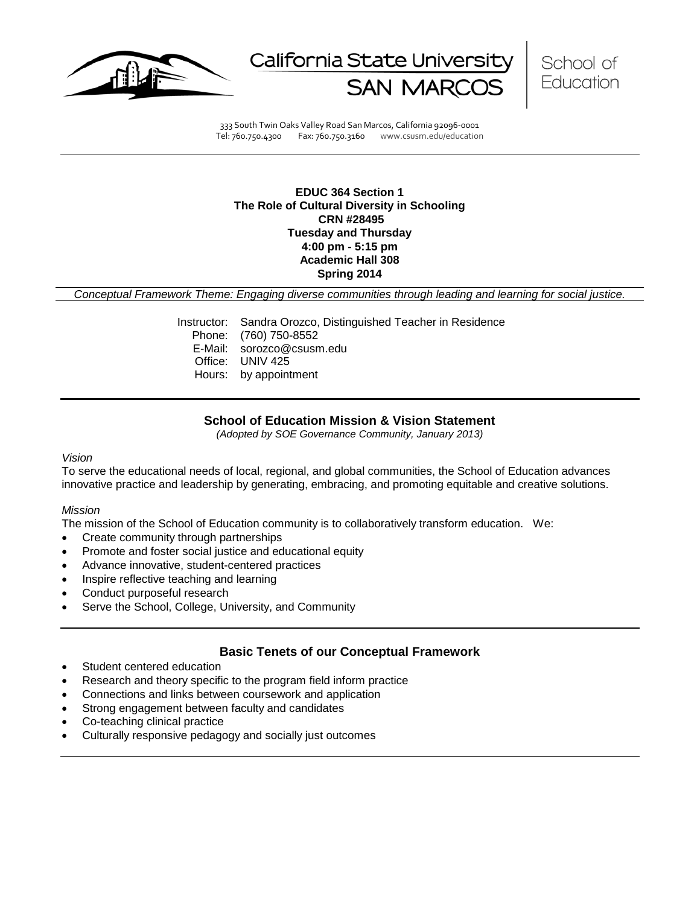California State University SAN MARCOS

School of Education

333 South Twin Oaks Valley Road San Marcos, California 92096-0001
Tel: 760.750.4300 Fax: 760.750.3160 www.csusm.edu/education

**EDUC 364 Section 1**
**The Role of Cultural Diversity in Schooling**
**CRN #28495**
**Tuesday and Thursday**
**4:00 pm - 5:15 pm**
**Academic Hall 308**
**Spring 2014**

*Conceptual Framework Theme: Engaging diverse communities through leading and learning for social justice.*

Instructor: Sandra Orozco, Distinguished Teacher in Residence
Phone: (760) 750-8552
E-Mail: sorozco@csusm.edu
Office: UNIV 425
Hours: by appointment

## School of Education Mission & Vision Statement

*(Adopted by SOE Governance Community, January 2013)*

*Vision*

To serve the educational needs of local, regional, and global communities, the School of Education advances innovative practice and leadership by generating, embracing, and promoting equitable and creative solutions.

*Mission*

The mission of the School of Education community is to collaboratively transform education. We:

- Create community through partnerships
- Promote and foster social justice and educational equity
- Advance innovative, student-centered practices
- Inspire reflective teaching and learning
- Conduct purposeful research
- Serve the School, College, University, and Community

## Basic Tenets of our Conceptual Framework

- Student centered education
- Research and theory specific to the program field inform practice
- Connections and links between coursework and application
- Strong engagement between faculty and candidates
- Co-teaching clinical practice
- Culturally responsive pedagogy and socially just outcomes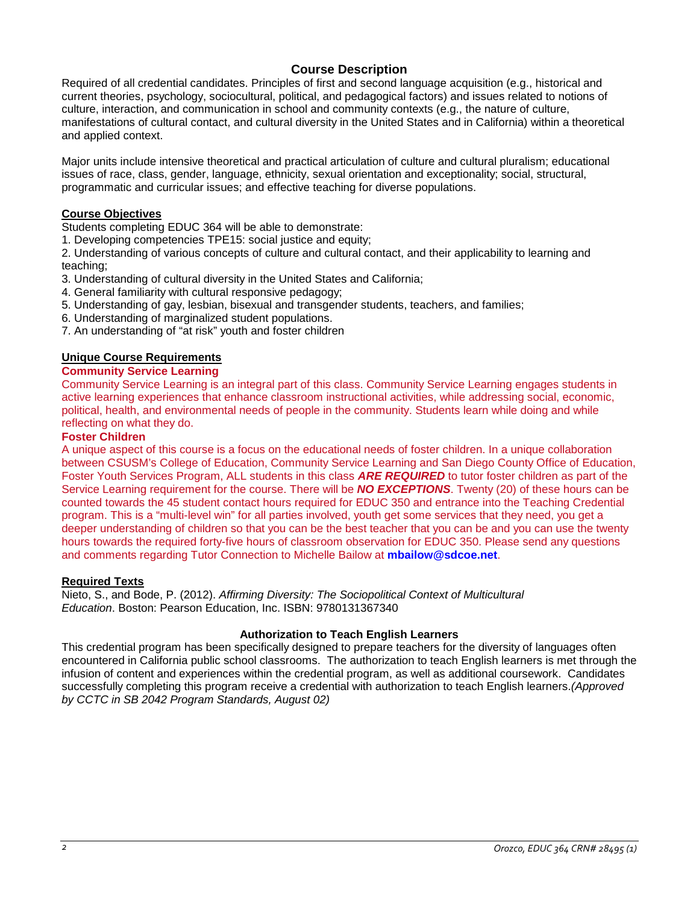## Course Description

Required of all credential candidates. Principles of first and second language acquisition (e.g., historical and current theories, psychology, sociocultural, political, and pedagogical factors) and issues related to notions of culture, interaction, and communication in school and community contexts (e.g., the nature of culture, manifestations of cultural contact, and cultural diversity in the United States and in California) within a theoretical and applied context.

Major units include intensive theoretical and practical articulation of culture and cultural pluralism; educational issues of race, class, gender, language, ethnicity, sexual orientation and exceptionality; social, structural, programmatic and curricular issues; and effective teaching for diverse populations.

### Course Objectives

Students completing EDUC 364 will be able to demonstrate:

1. Developing competencies TPE15: social justice and equity;
2. Understanding of various concepts of culture and cultural contact, and their applicability to learning and teaching;
3. Understanding of cultural diversity in the United States and California;
4. General familiarity with cultural responsive pedagogy;
5. Understanding of gay, lesbian, bisexual and transgender students, teachers, and families;
6. Understanding of marginalized student populations.
7. An understanding of "at risk" youth and foster children

### Unique Course Requirements

**Community Service Learning**

Community Service Learning is an integral part of this class. Community Service Learning engages students in active learning experiences that enhance classroom instructional activities, while addressing social, economic, political, health, and environmental needs of people in the community. Students learn while doing and while reflecting on what they do.

**Foster Children**

A unique aspect of this course is a focus on the educational needs of foster children. In a unique collaboration between CSUSM's College of Education, Community Service Learning and San Diego County Office of Education, Foster Youth Services Program, ALL students in this class ***ARE REQUIRED*** to tutor foster children as part of the Service Learning requirement for the course. There will be ***NO EXCEPTIONS***. Twenty (20) of these hours can be counted towards the 45 student contact hours required for EDUC 350 and entrance into the Teaching Credential program. This is a "multi-level win" for all parties involved, youth get some services that they need, you get a deeper understanding of children so that you can be the best teacher that you can be and you can use the twenty hours towards the required forty-five hours of classroom observation for EDUC 350. Please send any questions and comments regarding Tutor Connection to Michelle Bailow at **mbailow@sdcoe.net**.

### Required Texts

Nieto, S., and Bode, P. (2012). *Affirming Diversity: The Sociopolitical Context of Multicultural Education*. Boston: Pearson Education, Inc. ISBN: 9780131367340

### Authorization to Teach English Learners

This credential program has been specifically designed to prepare teachers for the diversity of languages often encountered in California public school classrooms. The authorization to teach English learners is met through the infusion of content and experiences within the credential program, as well as additional coursework. Candidates successfully completing this program receive a credential with authorization to teach English learners.*(Approved by CCTC in SB 2042 Program Standards, August 02)*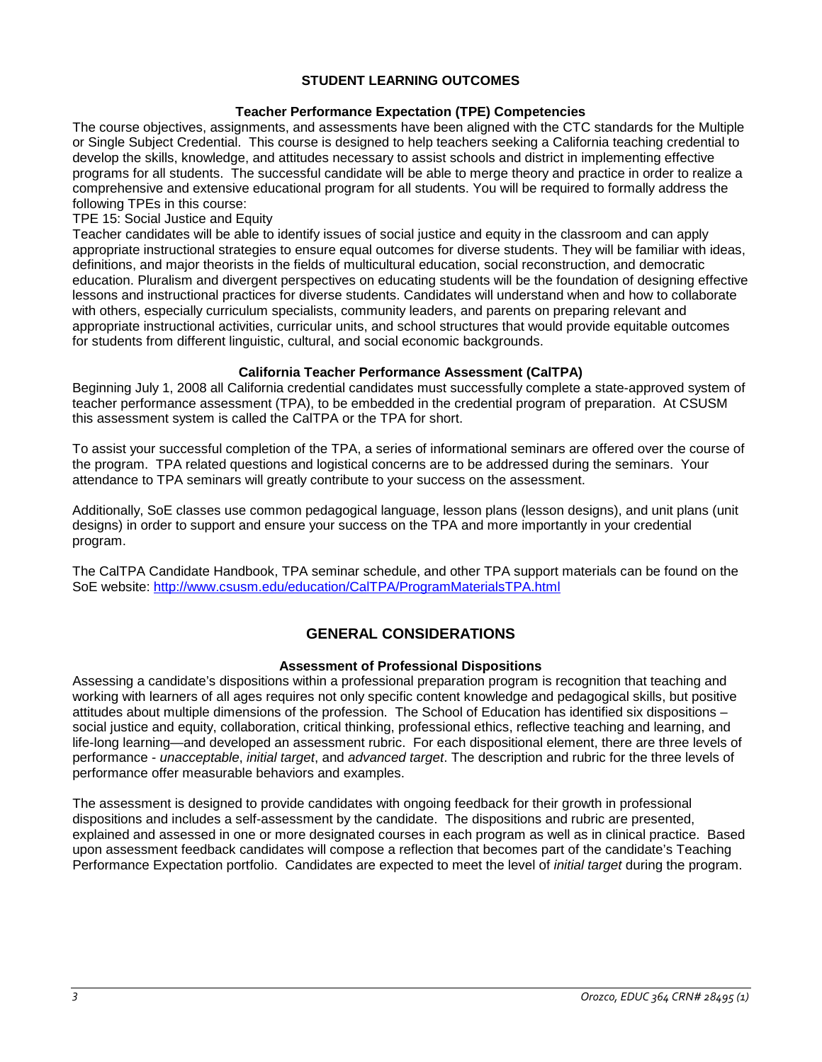## STUDENT LEARNING OUTCOMES

### Teacher Performance Expectation (TPE) Competencies

The course objectives, assignments, and assessments have been aligned with the CTC standards for the Multiple or Single Subject Credential. This course is designed to help teachers seeking a California teaching credential to develop the skills, knowledge, and attitudes necessary to assist schools and district in implementing effective programs for all students. The successful candidate will be able to merge theory and practice in order to realize a comprehensive and extensive educational program for all students. You will be required to formally address the following TPEs in this course:

TPE 15: Social Justice and Equity

Teacher candidates will be able to identify issues of social justice and equity in the classroom and can apply appropriate instructional strategies to ensure equal outcomes for diverse students. They will be familiar with ideas, definitions, and major theorists in the fields of multicultural education, social reconstruction, and democratic education. Pluralism and divergent perspectives on educating students will be the foundation of designing effective lessons and instructional practices for diverse students. Candidates will understand when and how to collaborate with others, especially curriculum specialists, community leaders, and parents on preparing relevant and appropriate instructional activities, curricular units, and school structures that would provide equitable outcomes for students from different linguistic, cultural, and social economic backgrounds.

### California Teacher Performance Assessment (CalTPA)

Beginning July 1, 2008 all California credential candidates must successfully complete a state-approved system of teacher performance assessment (TPA), to be embedded in the credential program of preparation. At CSUSM this assessment system is called the CalTPA or the TPA for short.

To assist your successful completion of the TPA, a series of informational seminars are offered over the course of the program. TPA related questions and logistical concerns are to be addressed during the seminars. Your attendance to TPA seminars will greatly contribute to your success on the assessment.

Additionally, SoE classes use common pedagogical language, lesson plans (lesson designs), and unit plans (unit designs) in order to support and ensure your success on the TPA and more importantly in your credential program.

The CalTPA Candidate Handbook, TPA seminar schedule, and other TPA support materials can be found on the SoE website: http://www.csusm.edu/education/CalTPA/ProgramMaterialsTPA.html

## GENERAL CONSIDERATIONS

### Assessment of Professional Dispositions

Assessing a candidate's dispositions within a professional preparation program is recognition that teaching and working with learners of all ages requires not only specific content knowledge and pedagogical skills, but positive attitudes about multiple dimensions of the profession. The School of Education has identified six dispositions – social justice and equity, collaboration, critical thinking, professional ethics, reflective teaching and learning, and life-long learning—and developed an assessment rubric. For each dispositional element, there are three levels of performance - *unacceptable*, *initial target*, and *advanced target*. The description and rubric for the three levels of performance offer measurable behaviors and examples.

The assessment is designed to provide candidates with ongoing feedback for their growth in professional dispositions and includes a self-assessment by the candidate. The dispositions and rubric are presented, explained and assessed in one or more designated courses in each program as well as in clinical practice. Based upon assessment feedback candidates will compose a reflection that becomes part of the candidate's Teaching Performance Expectation portfolio. Candidates are expected to meet the level of *initial target* during the program.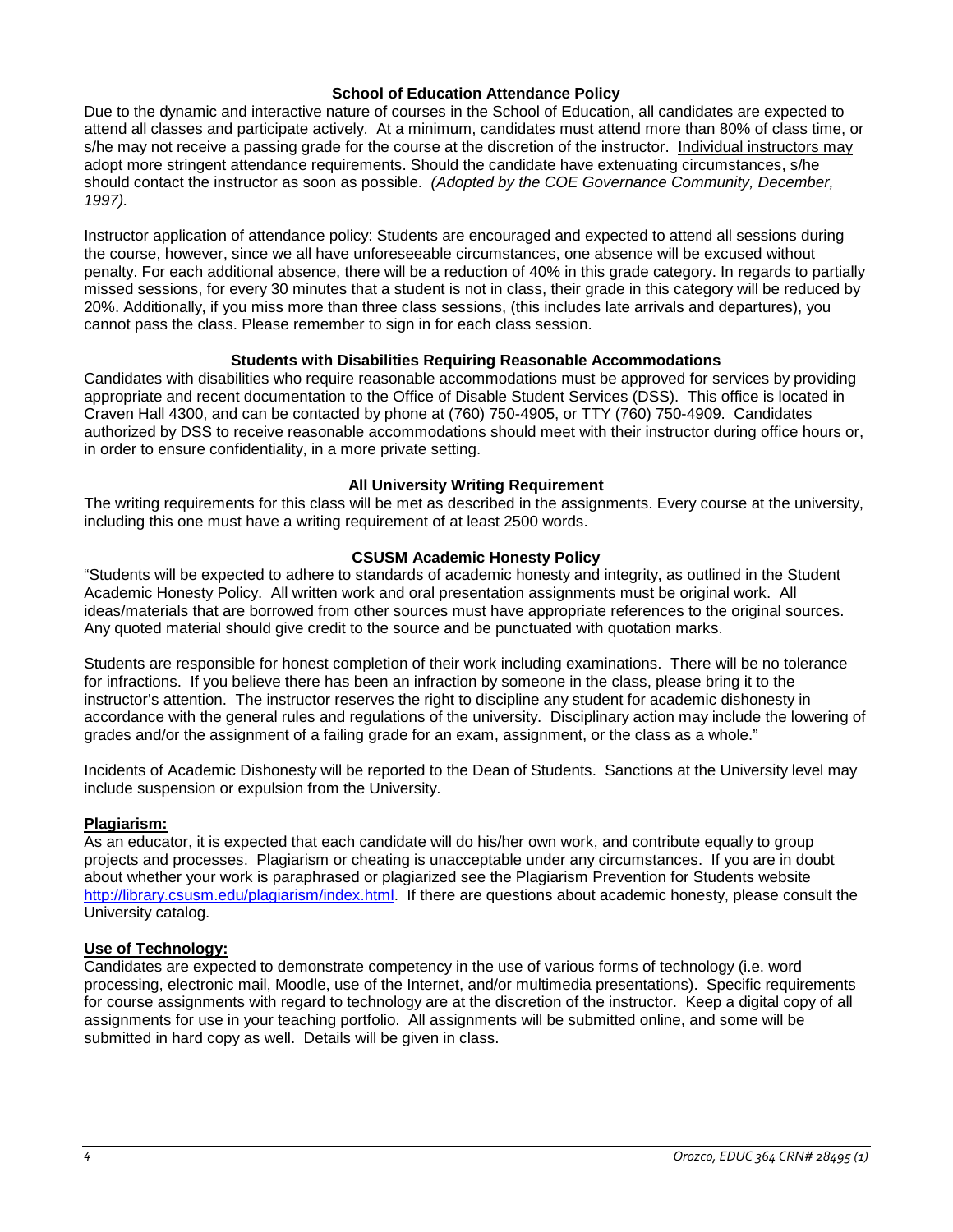### School of Education Attendance Policy

Due to the dynamic and interactive nature of courses in the School of Education, all candidates are expected to attend all classes and participate actively. At a minimum, candidates must attend more than 80% of class time, or s/he may not receive a passing grade for the course at the discretion of the instructor. Individual instructors may adopt more stringent attendance requirements. Should the candidate have extenuating circumstances, s/he should contact the instructor as soon as possible. *(Adopted by the COE Governance Community, December, 1997).*

Instructor application of attendance policy: Students are encouraged and expected to attend all sessions during the course, however, since we all have unforeseeable circumstances, one absence will be excused without penalty. For each additional absence, there will be a reduction of 40% in this grade category. In regards to partially missed sessions, for every 30 minutes that a student is not in class, their grade in this category will be reduced by 20%. Additionally, if you miss more than three class sessions, (this includes late arrivals and departures), you cannot pass the class. Please remember to sign in for each class session.

### Students with Disabilities Requiring Reasonable Accommodations

Candidates with disabilities who require reasonable accommodations must be approved for services by providing appropriate and recent documentation to the Office of Disable Student Services (DSS). This office is located in Craven Hall 4300, and can be contacted by phone at (760) 750-4905, or TTY (760) 750-4909. Candidates authorized by DSS to receive reasonable accommodations should meet with their instructor during office hours or, in order to ensure confidentiality, in a more private setting.

### All University Writing Requirement

The writing requirements for this class will be met as described in the assignments. Every course at the university, including this one must have a writing requirement of at least 2500 words.

### CSUSM Academic Honesty Policy

"Students will be expected to adhere to standards of academic honesty and integrity, as outlined in the Student Academic Honesty Policy. All written work and oral presentation assignments must be original work. All ideas/materials that are borrowed from other sources must have appropriate references to the original sources. Any quoted material should give credit to the source and be punctuated with quotation marks.

Students are responsible for honest completion of their work including examinations. There will be no tolerance for infractions. If you believe there has been an infraction by someone in the class, please bring it to the instructor's attention. The instructor reserves the right to discipline any student for academic dishonesty in accordance with the general rules and regulations of the university. Disciplinary action may include the lowering of grades and/or the assignment of a failing grade for an exam, assignment, or the class as a whole."

Incidents of Academic Dishonesty will be reported to the Dean of Students. Sanctions at the University level may include suspension or expulsion from the University.

**Plagiarism:**

As an educator, it is expected that each candidate will do his/her own work, and contribute equally to group projects and processes. Plagiarism or cheating is unacceptable under any circumstances. If you are in doubt about whether your work is paraphrased or plagiarized see the Plagiarism Prevention for Students website http://library.csusm.edu/plagiarism/index.html. If there are questions about academic honesty, please consult the University catalog.

**Use of Technology:**

Candidates are expected to demonstrate competency in the use of various forms of technology (i.e. word processing, electronic mail, Moodle, use of the Internet, and/or multimedia presentations). Specific requirements for course assignments with regard to technology are at the discretion of the instructor. Keep a digital copy of all assignments for use in your teaching portfolio. All assignments will be submitted online, and some will be submitted in hard copy as well. Details will be given in class.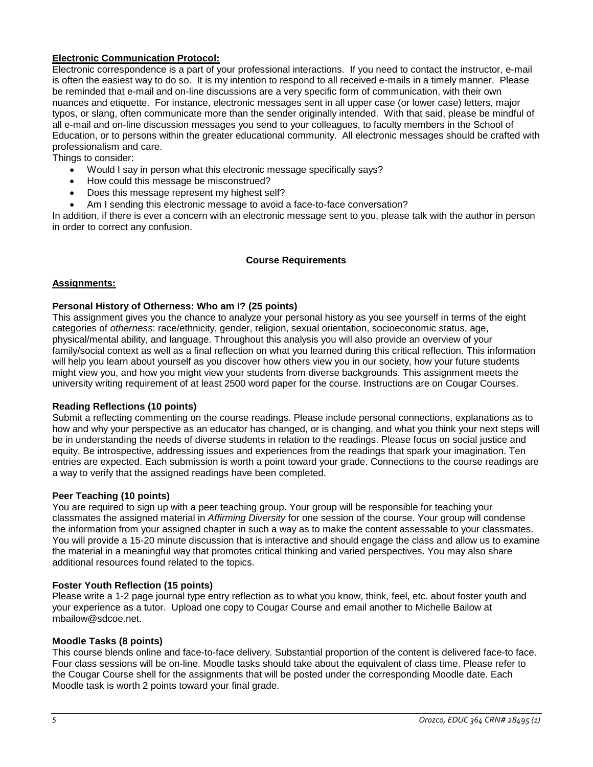**Electronic Communication Protocol:**

Electronic correspondence is a part of your professional interactions. If you need to contact the instructor, e-mail is often the easiest way to do so. It is my intention to respond to all received e-mails in a timely manner. Please be reminded that e-mail and on-line discussions are a very specific form of communication, with their own nuances and etiquette. For instance, electronic messages sent in all upper case (or lower case) letters, major typos, or slang, often communicate more than the sender originally intended. With that said, please be mindful of all e-mail and on-line discussion messages you send to your colleagues, to faculty members in the School of Education, or to persons within the greater educational community. All electronic messages should be crafted with professionalism and care.

Things to consider:

- Would I say in person what this electronic message specifically says?
- How could this message be misconstrued?
- Does this message represent my highest self?
- Am I sending this electronic message to avoid a face-to-face conversation?

In addition, if there is ever a concern with an electronic message sent to you, please talk with the author in person in order to correct any confusion.

## Course Requirements

**Assignments:**

**Personal History of Otherness: Who am I? (25 points)**

This assignment gives you the chance to analyze your personal history as you see yourself in terms of the eight categories of *otherness*: race/ethnicity, gender, religion, sexual orientation, socioeconomic status, age, physical/mental ability, and language. Throughout this analysis you will also provide an overview of your family/social context as well as a final reflection on what you learned during this critical reflection. This information will help you learn about yourself as you discover how others view you in our society, how your future students might view you, and how you might view your students from diverse backgrounds. This assignment meets the university writing requirement of at least 2500 word paper for the course. Instructions are on Cougar Courses.

**Reading Reflections (10 points)**

Submit a reflecting commenting on the course readings. Please include personal connections, explanations as to how and why your perspective as an educator has changed, or is changing, and what you think your next steps will be in understanding the needs of diverse students in relation to the readings. Please focus on social justice and equity. Be introspective, addressing issues and experiences from the readings that spark your imagination. Ten entries are expected. Each submission is worth a point toward your grade. Connections to the course readings are a way to verify that the assigned readings have been completed.

**Peer Teaching (10 points)**

You are required to sign up with a peer teaching group. Your group will be responsible for teaching your classmates the assigned material in *Affirming Diversity* for one session of the course. Your group will condense the information from your assigned chapter in such a way as to make the content assessable to your classmates. You will provide a 15-20 minute discussion that is interactive and should engage the class and allow us to examine the material in a meaningful way that promotes critical thinking and varied perspectives. You may also share additional resources found related to the topics.

**Foster Youth Reflection (15 points)**

Please write a 1-2 page journal type entry reflection as to what you know, think, feel, etc. about foster youth and your experience as a tutor. Upload one copy to Cougar Course and email another to Michelle Bailow at mbailow@sdcoe.net.

**Moodle Tasks (8 points)**

This course blends online and face-to-face delivery. Substantial proportion of the content is delivered face-to face. Four class sessions will be on-line. Moodle tasks should take about the equivalent of class time. Please refer to the Cougar Course shell for the assignments that will be posted under the corresponding Moodle date. Each Moodle task is worth 2 points toward your final grade.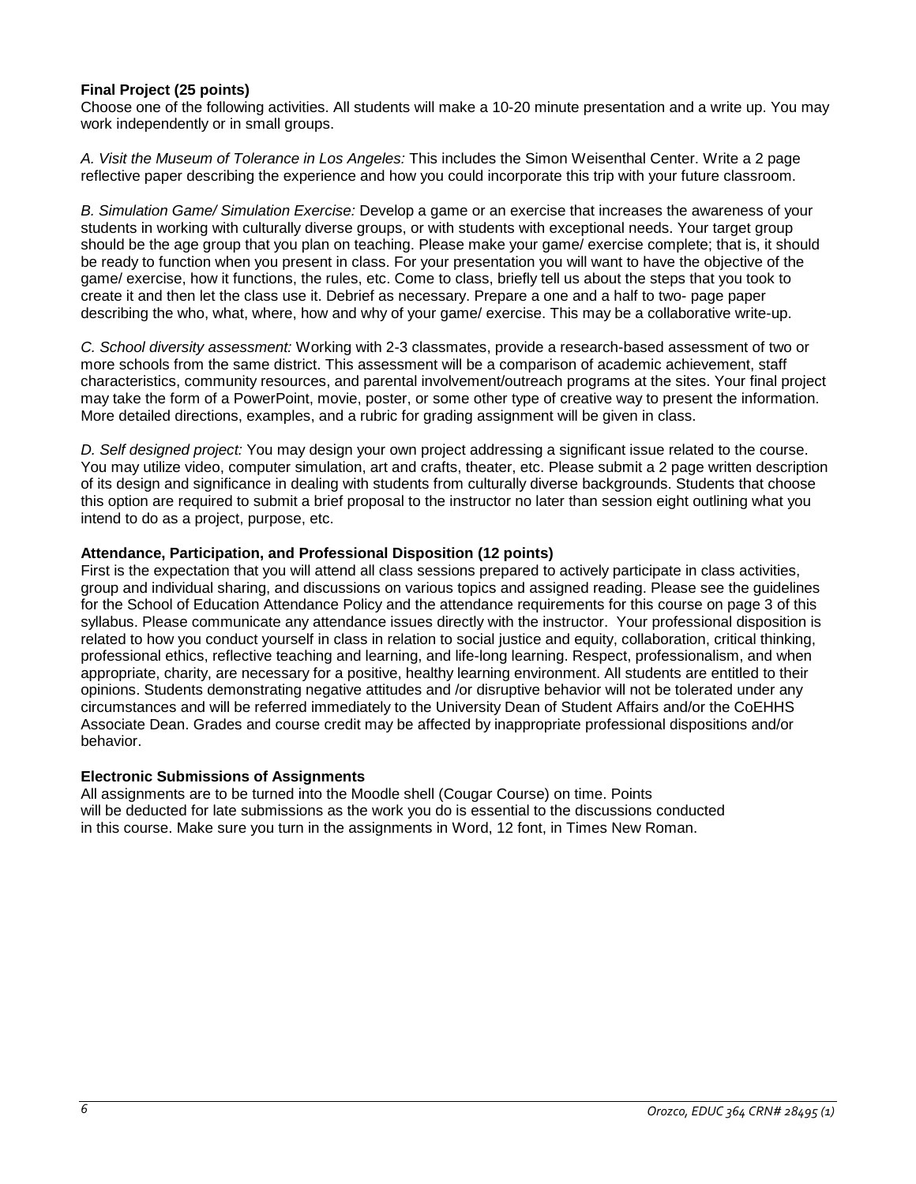**Final Project (25 points)**
Choose one of the following activities. All students will make a 10-20 minute presentation and a write up. You may work independently or in small groups.

*A. Visit the Museum of Tolerance in Los Angeles:* This includes the Simon Weisenthal Center. Write a 2 page reflective paper describing the experience and how you could incorporate this trip with your future classroom.

*B. Simulation Game/ Simulation Exercise:* Develop a game or an exercise that increases the awareness of your students in working with culturally diverse groups, or with students with exceptional needs. Your target group should be the age group that you plan on teaching. Please make your game/ exercise complete; that is, it should be ready to function when you present in class. For your presentation you will want to have the objective of the game/ exercise, how it functions, the rules, etc. Come to class, briefly tell us about the steps that you took to create it and then let the class use it. Debrief as necessary. Prepare a one and a half to two- page paper describing the who, what, where, how and why of your game/ exercise. This may be a collaborative write-up.

*C. School diversity assessment:* Working with 2-3 classmates, provide a research-based assessment of two or more schools from the same district. This assessment will be a comparison of academic achievement, staff characteristics, community resources, and parental involvement/outreach programs at the sites. Your final project may take the form of a PowerPoint, movie, poster, or some other type of creative way to present the information. More detailed directions, examples, and a rubric for grading assignment will be given in class.

*D. Self designed project:* You may design your own project addressing a significant issue related to the course. You may utilize video, computer simulation, art and crafts, theater, etc. Please submit a 2 page written description of its design and significance in dealing with students from culturally diverse backgrounds. Students that choose this option are required to submit a brief proposal to the instructor no later than session eight outlining what you intend to do as a project, purpose, etc.

**Attendance, Participation, and Professional Disposition (12 points)**
First is the expectation that you will attend all class sessions prepared to actively participate in class activities, group and individual sharing, and discussions on various topics and assigned reading. Please see the guidelines for the School of Education Attendance Policy and the attendance requirements for this course on page 3 of this syllabus. Please communicate any attendance issues directly with the instructor. Your professional disposition is related to how you conduct yourself in class in relation to social justice and equity, collaboration, critical thinking, professional ethics, reflective teaching and learning, and life-long learning. Respect, professionalism, and when appropriate, charity, are necessary for a positive, healthy learning environment. All students are entitled to their opinions. Students demonstrating negative attitudes and /or disruptive behavior will not be tolerated under any circumstances and will be referred immediately to the University Dean of Student Affairs and/or the CoEHHS Associate Dean. Grades and course credit may be affected by inappropriate professional dispositions and/or behavior.

**Electronic Submissions of Assignments**
All assignments are to be turned into the Moodle shell (Cougar Course) on time. Points will be deducted for late submissions as the work you do is essential to the discussions conducted in this course. Make sure you turn in the assignments in Word, 12 font, in Times New Roman.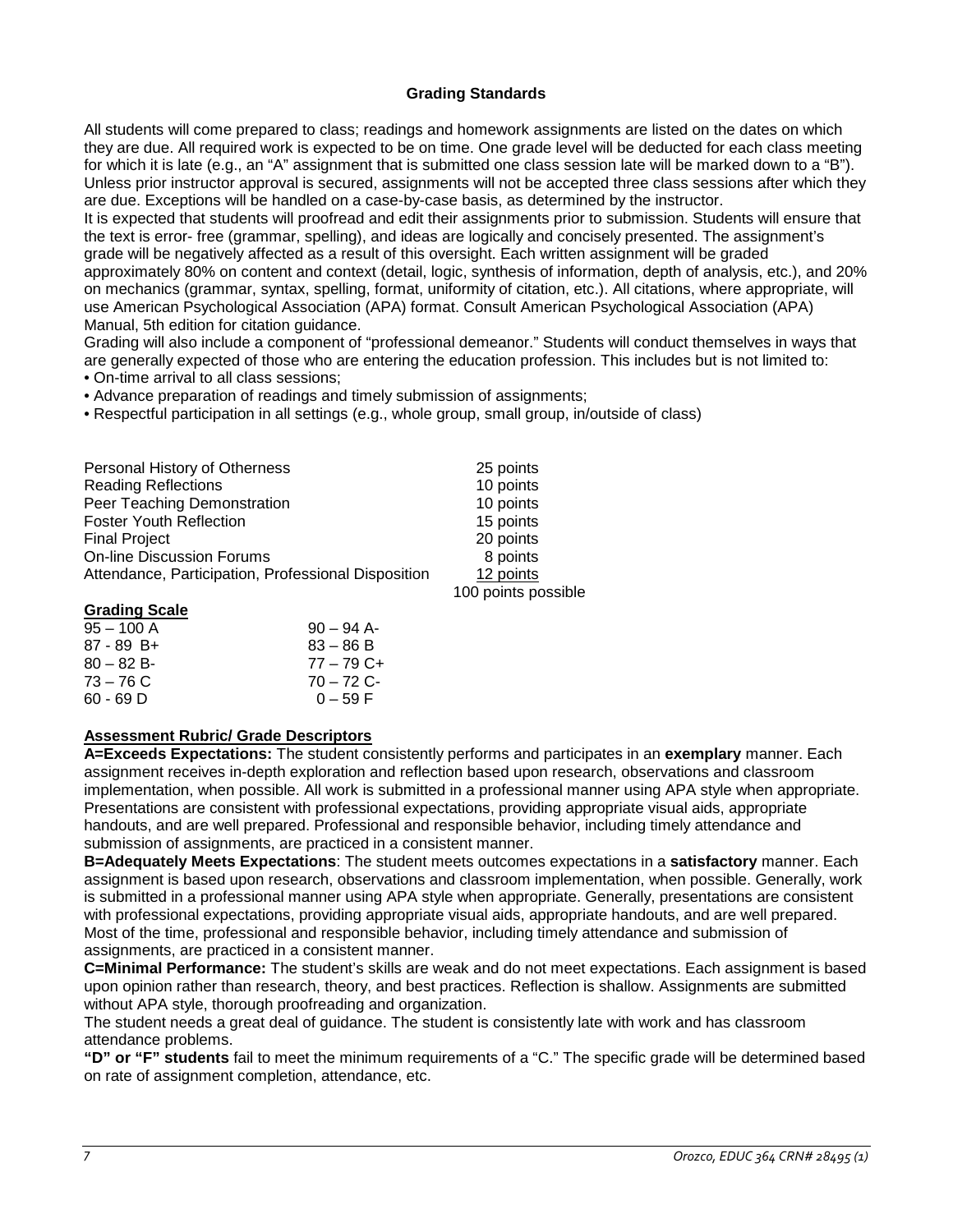### Grading Standards

All students will come prepared to class; readings and homework assignments are listed on the dates on which they are due. All required work is expected to be on time. One grade level will be deducted for each class meeting for which it is late (e.g., an "A" assignment that is submitted one class session late will be marked down to a "B"). Unless prior instructor approval is secured, assignments will not be accepted three class sessions after which they are due. Exceptions will be handled on a case-by-case basis, as determined by the instructor.

It is expected that students will proofread and edit their assignments prior to submission. Students will ensure that the text is error- free (grammar, spelling), and ideas are logically and concisely presented. The assignment's grade will be negatively affected as a result of this oversight. Each written assignment will be graded approximately 80% on content and context (detail, logic, synthesis of information, depth of analysis, etc.), and 20% on mechanics (grammar, syntax, spelling, format, uniformity of citation, etc.). All citations, where appropriate, will use American Psychological Association (APA) format. Consult American Psychological Association (APA) Manual, 5th edition for citation guidance.

Grading will also include a component of "professional demeanor." Students will conduct themselves in ways that are generally expected of those who are entering the education profession. This includes but is not limited to:

- On-time arrival to all class sessions;
- Advance preparation of readings and timely submission of assignments;
- Respectful participation in all settings (e.g., whole group, small group, in/outside of class)

| | |
|---|---|
| Personal History of Otherness | 25 points |
| Reading Reflections | 10 points |
| Peer Teaching Demonstration | 10 points |
| Foster Youth Reflection | 15 points |
| Final Project | 20 points |
| On-line Discussion Forums | 8 points |
| Attendance, Participation, Professional Disposition | 12 points |
| | 100 points possible |

**Grading Scale**

| | |
|---|---|
| 95 – 100 A | 90 – 94 A- |
| 87 - 89 B+ | 83 – 86 B |
| 80 – 82 B- | 77 – 79 C+ |
| 73 – 76 C | 70 – 72 C- |
| 60 - 69 D | 0 – 59 F |

**Assessment Rubric/ Grade Descriptors**

**A=Exceeds Expectations:** The student consistently performs and participates in an **exemplary** manner. Each assignment receives in-depth exploration and reflection based upon research, observations and classroom implementation, when possible. All work is submitted in a professional manner using APA style when appropriate. Presentations are consistent with professional expectations, providing appropriate visual aids, appropriate handouts, and are well prepared. Professional and responsible behavior, including timely attendance and submission of assignments, are practiced in a consistent manner.

**B=Adequately Meets Expectations**: The student meets outcomes expectations in a **satisfactory** manner. Each assignment is based upon research, observations and classroom implementation, when possible. Generally, work is submitted in a professional manner using APA style when appropriate. Generally, presentations are consistent with professional expectations, providing appropriate visual aids, appropriate handouts, and are well prepared. Most of the time, professional and responsible behavior, including timely attendance and submission of assignments, are practiced in a consistent manner.

**C=Minimal Performance:** The student's skills are weak and do not meet expectations. Each assignment is based upon opinion rather than research, theory, and best practices. Reflection is shallow. Assignments are submitted without APA style, thorough proofreading and organization.

The student needs a great deal of guidance. The student is consistently late with work and has classroom attendance problems.

**"D" or "F" students** fail to meet the minimum requirements of a "C." The specific grade will be determined based on rate of assignment completion, attendance, etc.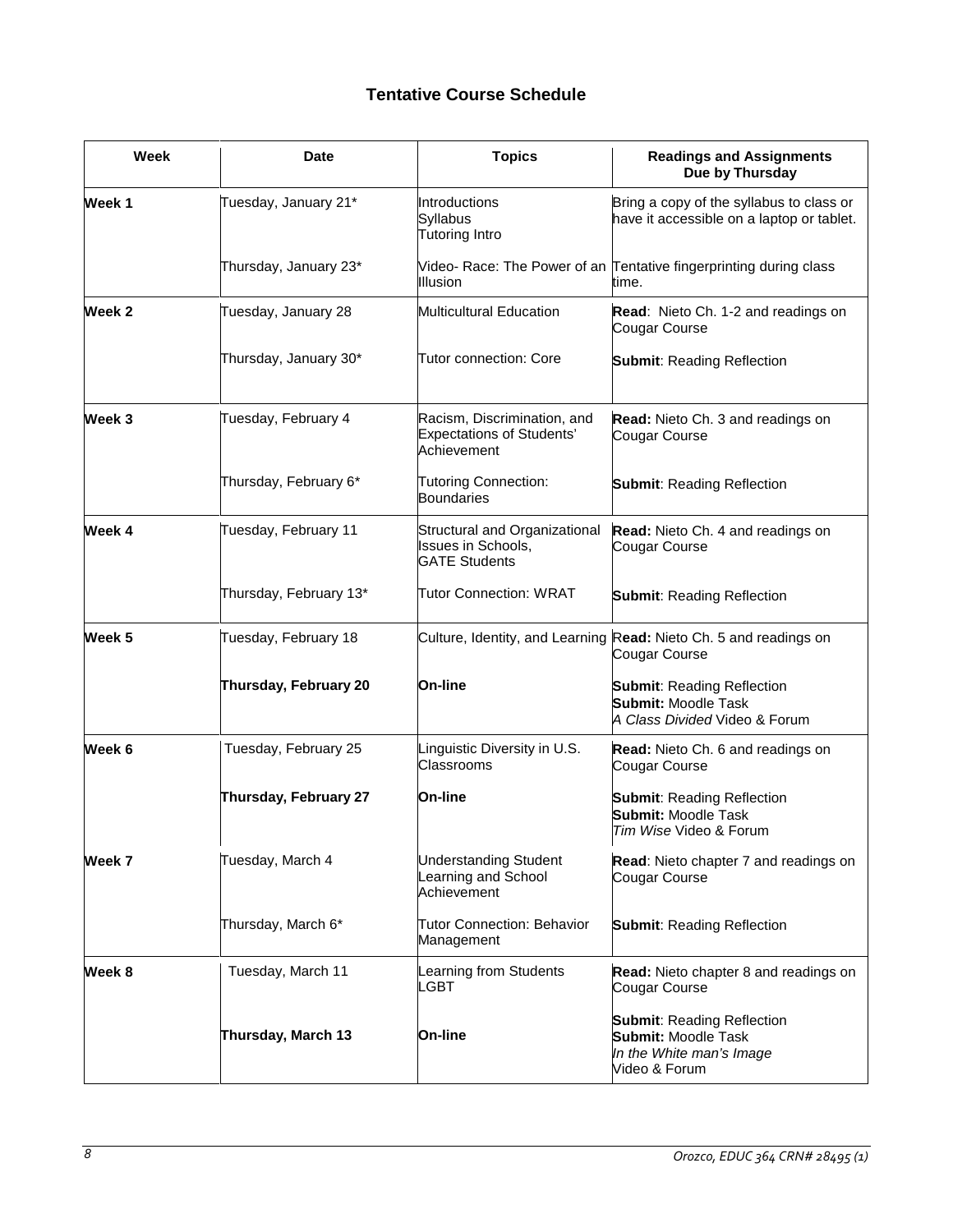## Tentative Course Schedule

| Week | Date | Topics | Readings and Assignments Due by Thursday |
|---|---|---|---|
| **Week 1** | Tuesday, January 21* | Introductions<br>Syllabus<br>Tutoring Intro | Bring a copy of the syllabus to class or have it accessible on a laptop or tablet. |
| | Thursday, January 23* | Video- Race: The Power of an Illusion | Tentative fingerprinting during class time. |
| **Week 2** | Tuesday, January 28 | Multicultural Education | **Read**: Nieto Ch. 1-2 and readings on Cougar Course |
| | Thursday, January 30* | Tutor connection: Core | **Submit**: Reading Reflection |
| **Week 3** | Tuesday, February 4 | Racism, Discrimination, and Expectations of Students' Achievement | **Read:** Nieto Ch. 3 and readings on Cougar Course |
| | Thursday, February 6* | Tutoring Connection: Boundaries | **Submit**: Reading Reflection |
| **Week 4** | Tuesday, February 11 | Structural and Organizational Issues in Schools, GATE Students | **Read:** Nieto Ch. 4 and readings on Cougar Course |
| | Thursday, February 13* | Tutor Connection: WRAT | **Submit**: Reading Reflection |
| **Week 5** | Tuesday, February 18 | Culture, Identity, and Learning | **Read:** Nieto Ch. 5 and readings on Cougar Course |
| | **Thursday, February 20** | **On-line** | **Submit**: Reading Reflection<br>**Submit:** Moodle Task<br>*A Class Divided* Video & Forum |
| **Week 6** | Tuesday, February 25 | Linguistic Diversity in U.S. Classrooms | **Read:** Nieto Ch. 6 and readings on Cougar Course |
| | **Thursday, February 27** | **On-line** | **Submit**: Reading Reflection<br>**Submit:** Moodle Task<br>*Tim Wise* Video & Forum |
| **Week 7** | Tuesday, March 4 | Understanding Student Learning and School Achievement | **Read**: Nieto chapter 7 and readings on Cougar Course |
| | Thursday, March 6* | Tutor Connection: Behavior Management | **Submit**: Reading Reflection |
| **Week 8** | Tuesday, March 11 | Learning from Students<br>LGBT | **Read:** Nieto chapter 8 and readings on Cougar Course |
| | **Thursday, March 13** | **On-line** | **Submit**: Reading Reflection<br>**Submit:** Moodle Task<br>*In the White man's Image*<br>Video & Forum |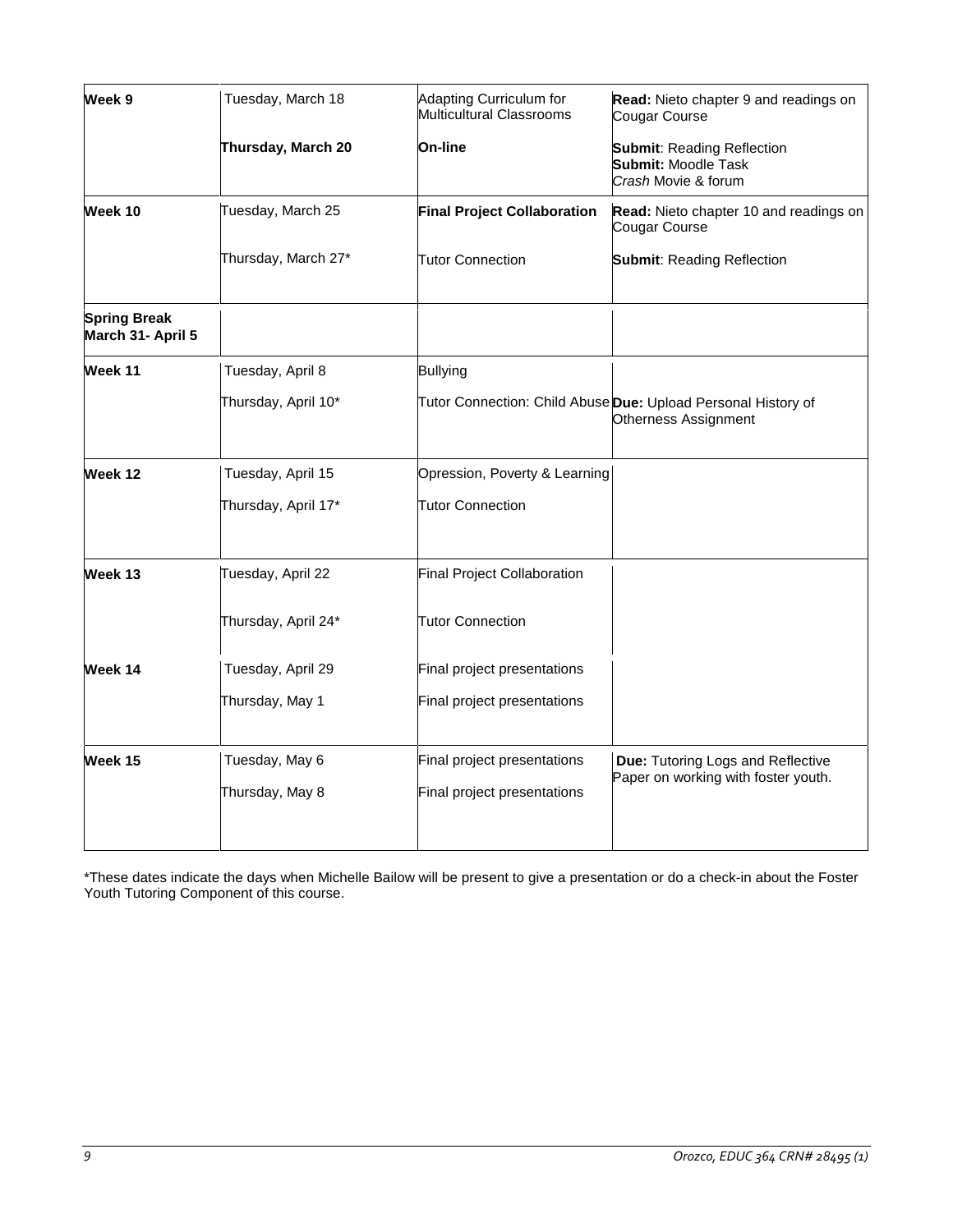| | | | |
|---|---|---|---|
| **Week 9** | Tuesday, March 18<br><br>**Thursday, March 20** | Adapting Curriculum for Multicultural Classrooms<br><br>**On-line** | **Read:** Nieto chapter 9 and readings on Cougar Course<br><br>**Submit**: Reading Reflection<br>**Submit:** Moodle Task<br>*Crash* Movie & forum |
| **Week 10** | Tuesday, March 25<br><br>Thursday, March 27* | **Final Project Collaboration**<br><br>Tutor Connection | **Read:** Nieto chapter 10 and readings on Cougar Course<br><br>**Submit**: Reading Reflection |
| **Spring Break March 31- April 5** | | | |
| **Week 11** | Tuesday, April 8<br><br>Thursday, April 10* | Bullying<br><br>Tutor Connection: Child Abuse | <br><br>**Due:** Upload Personal History of Otherness Assignment |
| **Week 12** | Tuesday, April 15<br><br>Thursday, April 17* | Opression, Poverty & Learning<br><br>Tutor Connection | |
| **Week 13** | Tuesday, April 22<br><br>Thursday, April 24* | Final Project Collaboration<br><br>Tutor Connection | |
| **Week 14** | Tuesday, April 29<br><br>Thursday, May 1 | Final project presentations<br><br>Final project presentations | |
| **Week 15** | Tuesday, May 6<br><br>Thursday, May 8 | Final project presentations<br><br>Final project presentations | **Due:** Tutoring Logs and Reflective Paper on working with foster youth. |

*These dates indicate the days when Michelle Bailow will be present to give a presentation or do a check-in about the Foster Youth Tutoring Component of this course.